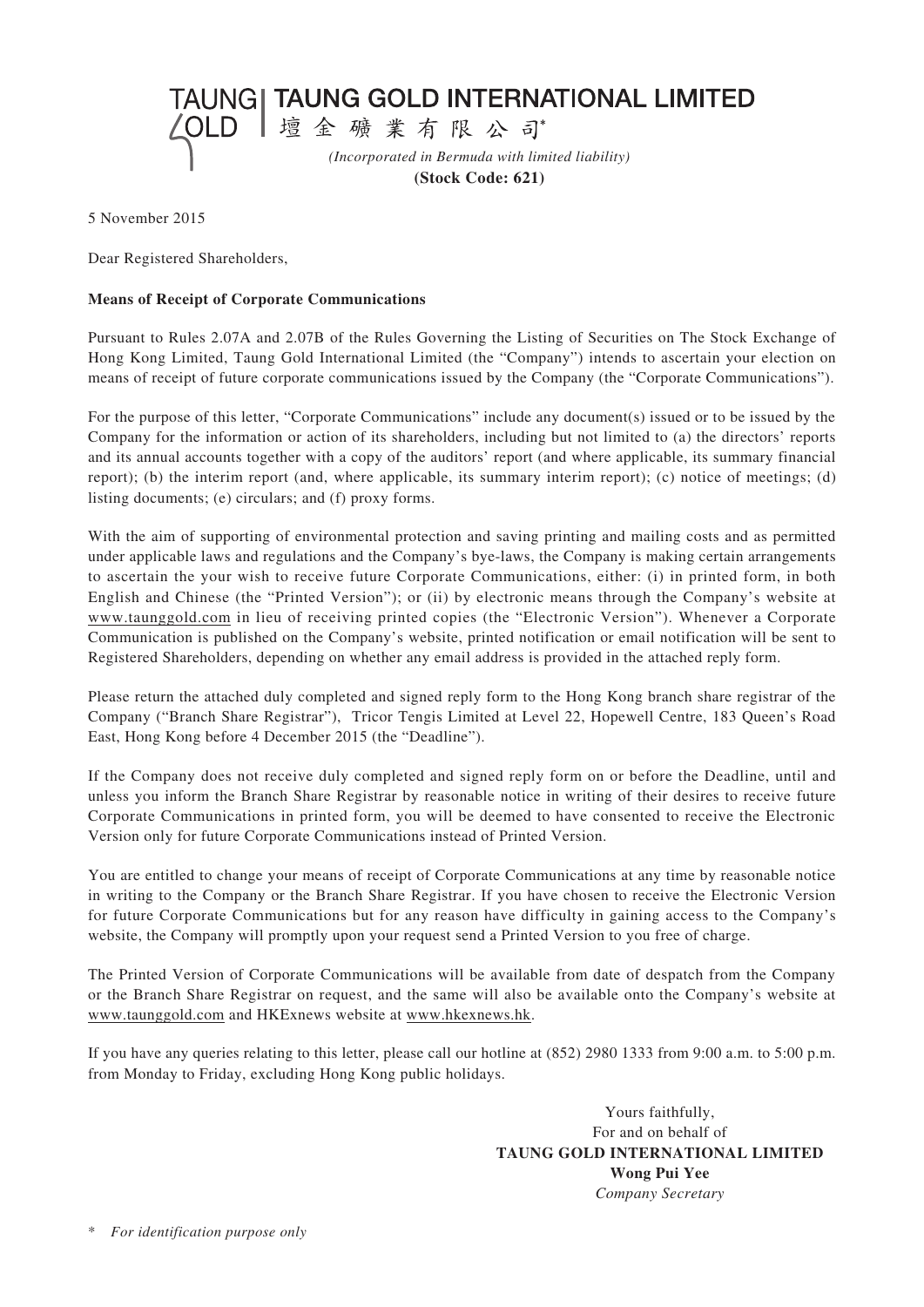# TAUNG GOLD INTERNATIONAL LIMITED
# 壇金礦業有限公司*

*(Incorporated in Bermuda with limited liability)*

**(Stock Code: 621)**

5 November 2015

Dear Registered Shareholders,

**Means of Receipt of Corporate Communications**

Pursuant to Rules 2.07A and 2.07B of the Rules Governing the Listing of Securities on The Stock Exchange of Hong Kong Limited, Taung Gold International Limited (the "Company") intends to ascertain your election on means of receipt of future corporate communications issued by the Company (the "Corporate Communications").

For the purpose of this letter, "Corporate Communications" include any document(s) issued or to be issued by the Company for the information or action of its shareholders, including but not limited to (a) the directors' reports and its annual accounts together with a copy of the auditors' report (and where applicable, its summary financial report); (b) the interim report (and, where applicable, its summary interim report); (c) notice of meetings; (d) listing documents; (e) circulars; and (f) proxy forms.

With the aim of supporting of environmental protection and saving printing and mailing costs and as permitted under applicable laws and regulations and the Company's bye-laws, the Company is making certain arrangements to ascertain the your wish to receive future Corporate Communications, either: (i) in printed form, in both English and Chinese (the "Printed Version"); or (ii) by electronic means through the Company's website at www.taunggold.com in lieu of receiving printed copies (the "Electronic Version"). Whenever a Corporate Communication is published on the Company's website, printed notification or email notification will be sent to Registered Shareholders, depending on whether any email address is provided in the attached reply form.

Please return the attached duly completed and signed reply form to the Hong Kong branch share registrar of the Company ("Branch Share Registrar"), Tricor Tengis Limited at Level 22, Hopewell Centre, 183 Queen's Road East, Hong Kong before 4 December 2015 (the "Deadline").

If the Company does not receive duly completed and signed reply form on or before the Deadline, until and unless you inform the Branch Share Registrar by reasonable notice in writing of their desires to receive future Corporate Communications in printed form, you will be deemed to have consented to receive the Electronic Version only for future Corporate Communications instead of Printed Version.

You are entitled to change your means of receipt of Corporate Communications at any time by reasonable notice in writing to the Company or the Branch Share Registrar. If you have chosen to receive the Electronic Version for future Corporate Communications but for any reason have difficulty in gaining access to the Company's website, the Company will promptly upon your request send a Printed Version to you free of charge.

The Printed Version of Corporate Communications will be available from date of despatch from the Company or the Branch Share Registrar on request, and the same will also be available onto the Company's website at www.taunggold.com and HKExnews website at www.hkexnews.hk.

If you have any queries relating to this letter, please call our hotline at (852) 2980 1333 from 9:00 a.m. to 5:00 p.m. from Monday to Friday, excluding Hong Kong public holidays.

Yours faithfully,
For and on behalf of
**TAUNG GOLD INTERNATIONAL LIMITED**
**Wong Pui Yee**
*Company Secretary*

\* *For identification purpose only*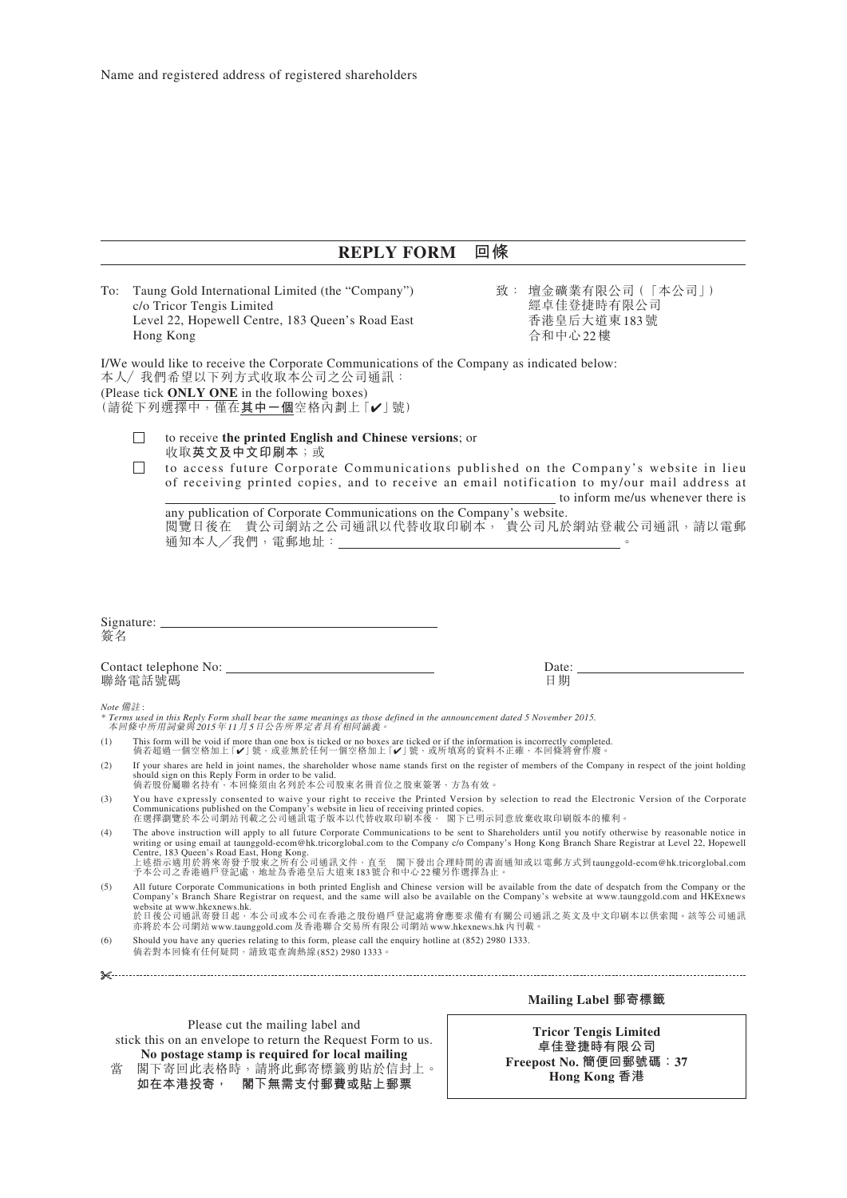Name and registered address of registered shareholders

## REPLY FORM 回條

To: Taung Gold International Limited (the "Company")
c/o Tricor Tengis Limited
Level 22, Hopewell Centre, 183 Queen's Road East
Hong Kong

致： 壇金礦業有限公司（「本公司」）
經卓佳登捷時有限公司
香港皇后大道東183號
合和中心22樓

I/We would like to receive the Corporate Communications of the Company as indicated below:
本人／我們希望以下列方式收取本公司之公司通訊：
(Please tick **ONLY ONE** in the following boxes)
（請從下列選擇中，僅在**其中一個**空格內劃上「✔」號）

☐ to receive **the printed English and Chinese versions**; or
收取**英文及中文印刷本**；或

☐ to access future Corporate Communications published on the Company's website in lieu of receiving printed copies, and to receive an email notification to my/our mail address at ______________________ to inform me/us whenever there is any publication of Corporate Communications on the Company's website.
閱覽日後在 貴公司網站之公司通訊以代替收取印刷本， 貴公司凡於網站登載公司通訊，請以電郵通知本人／我們，電郵地址：______________________。

Signature: ______________________
簽名

Contact telephone No: ______________________
聯絡電話號碼

Date: ______________________
日期

*Note 備註：*

*\* Terms used in this Reply Form shall bear the same meanings as those defined in the announcement dated 5 November 2015.*
*本回條中所用詞彙與2015年11月5日公告所界定者具有相同涵義。*

(1) This form will be void if more than one box is ticked or no boxes are ticked or if the information is incorrectly completed.
倘若超過一個空格加上「✔」號，或並無於任何一個空格加上「✔」號，或所填寫的資料不正確，本回條將會作廢。

(2) If your shares are held in joint names, the shareholder whose name stands first on the register of members of the Company in respect of the joint holding should sign on this Reply Form in order to be valid.
倘若股份屬聯名持有，本回條須由名列於本公司股東名冊首位之股東簽署，方為有效。

(3) You have expressly consented to waive your right to receive the Printed Version by selection to read the Electronic Version of the Corporate Communications published on the Company's website in lieu of receiving printed copies.
在選擇瀏覽於本公司網站刊載之公司通訊電子版本以代替收取印刷本後， 閣下已明示同意放棄收取印刷版本的權利。

(4) The above instruction will apply to all future Corporate Communications to be sent to Shareholders until you notify otherwise by reasonable notice in writing or using email at taunggold-ecom@hk.tricorglobal.com to the Company c/o Company's Hong Kong Branch Share Registrar at Level 22, Hopewell Centre, 183 Queen's Road East, Hong Kong.
上述指示適用於將來寄發予股東之所有公司通訊文件，直至 閣下發出合理時間的書面通知或以電郵方式到taunggold-ecom@hk.tricorglobal.com予本公司之香港過戶登記處，地址為香港皇后大道東183號合和中心22樓另作選擇為止。

(5) All future Corporate Communications in both printed English and Chinese version will be available from the date of despatch from the Company or the Company's Branch Share Registrar on request, and the same will also be available on the Company's website at www.taunggold.com and HKExnews website at www.hkexnews.hk.
於日後公司通訊寄發日起，本公司或本公司在香港之股份過戶登記處將會應要求備有有關公司通訊之英文及中文印刷本以供索閱。該等公司通訊亦將於本公司網站www.taunggold.com及香港聯合交易所有限公司網站www.hkexnews.hk內刊載。

(6) Should you have any queries relating to this form, please call the enquiry hotline at (852) 2980 1333.
倘若對本回條有任何疑問，請致電查詢熱線(852) 2980 1333。

---

**Mailing Label 郵寄標籤**

Please cut the mailing label and stick this on an envelope to return the Request Form to us.
**No postage stamp is required for local mailing**
當 閣下寄回此表格時，請將此郵寄標籤剪貼於信封上。
**如在本港投寄， 閣下無需支付郵費或貼上郵票**

**Tricor Tengis Limited**
**卓佳登捷時有限公司**
**Freepost No. 簡便回郵號碼：37**
**Hong Kong 香港**